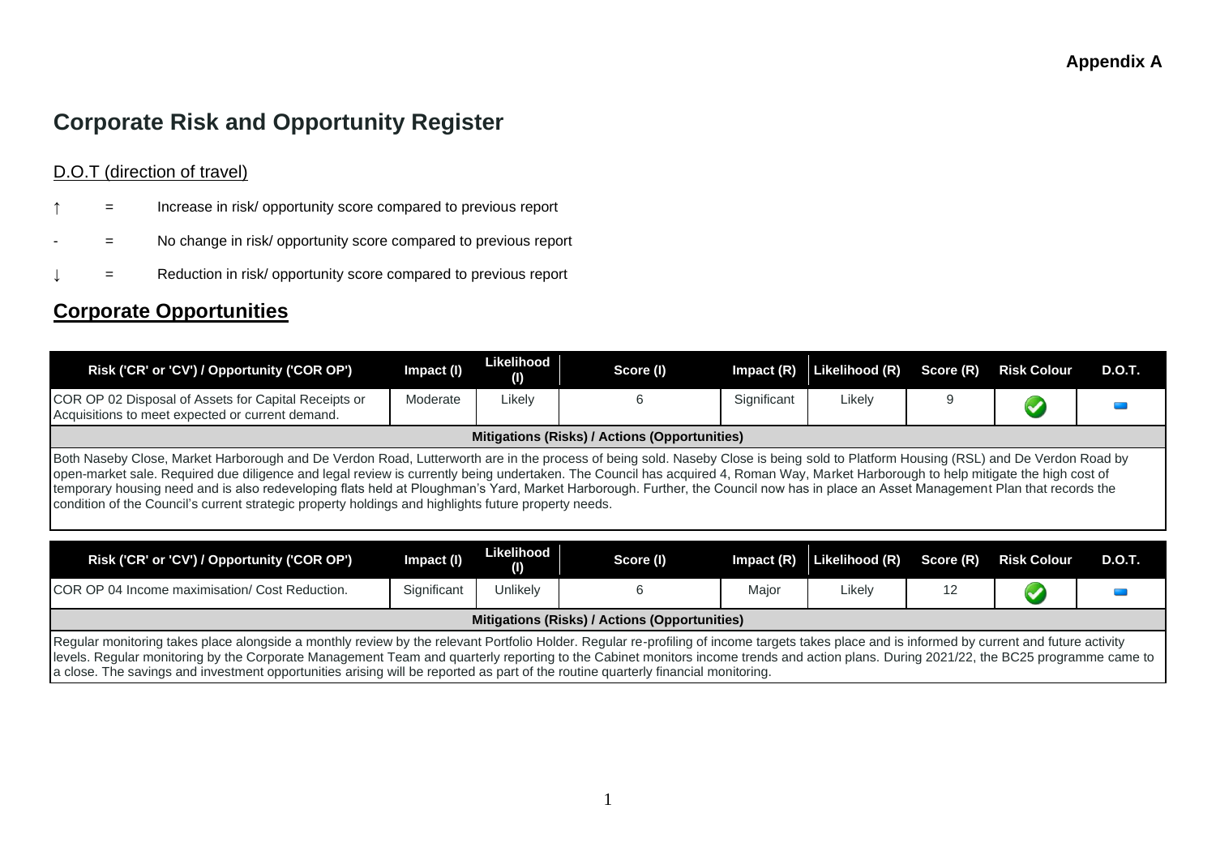**Appendix A**

# Corporate Risk and Opportunity Register

D.O.T (direction of travel)

↑ = Increase in risk/ opportunity score compared to previous report

\- = No change in risk/ opportunity score compared to previous report

↓ = Reduction in risk/ opportunity score compared to previous report

## Corporate Opportunities

| Risk ('CR' or 'CV') / Opportunity ('COR OP') | Impact (I) | Likelihood (I) | Score (I) | Impact (R) | Likelihood (R) | Score (R) | Risk Colour | D.O.T. |
|---|---|---|---|---|---|---|---|---|
| COR OP 02 Disposal of Assets for Capital Receipts or Acquisitions to meet expected or current demand. | Moderate | Likely | 6 | Significant | Likely | 9 | ✔ | - |
| **Mitigations (Risks) / Actions (Opportunities)** | | | | | | | | |
| Both Naseby Close, Market Harborough and De Verdon Road, Lutterworth are in the process of being sold. Naseby Close is being sold to Platform Housing (RSL) and De Verdon Road by open-market sale. Required due diligence and legal review is currently being undertaken. The Council has acquired 4, Roman Way, Market Harborough to help mitigate the high cost of temporary housing need and is also redeveloping flats held at Ploughman's Yard, Market Harborough. Further, the Council now has in place an Asset Management Plan that records the condition of the Council's current strategic property holdings and highlights future property needs. | | | | | | | | |

| Risk ('CR' or 'CV') / Opportunity ('COR OP') | Impact (I) | Likelihood (I) | Score (I) | Impact (R) | Likelihood (R) | Score (R) | Risk Colour | D.O.T. |
|---|---|---|---|---|---|---|---|---|
| COR OP 04 Income maximisation/ Cost Reduction. | Significant | Unlikely | 6 | Major | Likely | 12 | ✔ | - |
| **Mitigations (Risks) / Actions (Opportunities)** | | | | | | | | |
| Regular monitoring takes place alongside a monthly review by the relevant Portfolio Holder. Regular re-profiling of income targets takes place and is informed by current and future activity levels. Regular monitoring by the Corporate Management Team and quarterly reporting to the Cabinet monitors income trends and action plans. During 2021/22, the BC25 programme came to a close. The savings and investment opportunities arising will be reported as part of the routine quarterly financial monitoring. | | | | | | | | |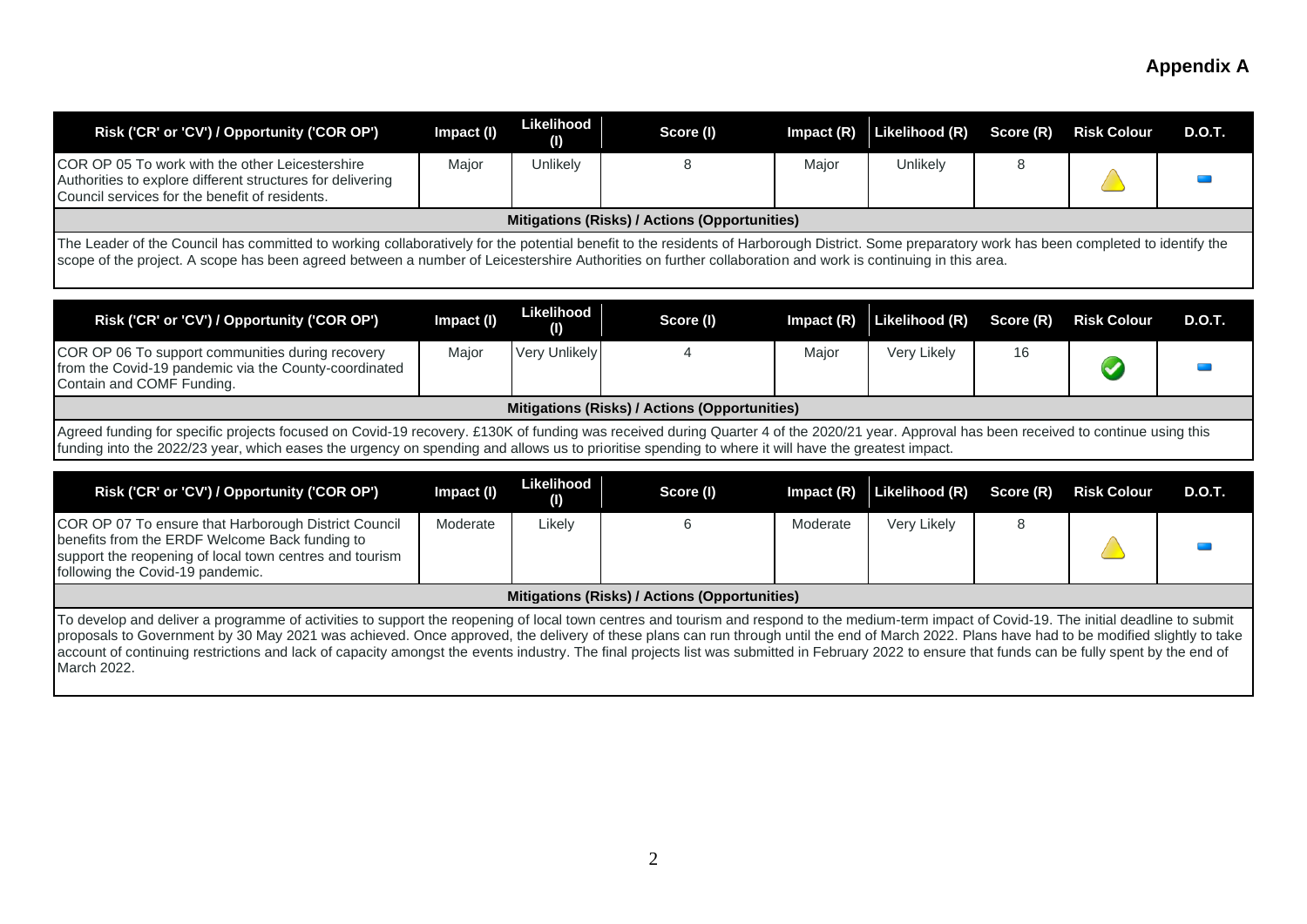**Appendix A**

| Risk ('CR' or 'CV') / Opportunity ('COR OP') | Impact (I) | Likelihood (I) | Score (I) | Impact (R) | Likelihood (R) | Score (R) | Risk Colour | D.O.T. |
|---|---|---|---|---|---|---|---|---|
| COR OP 05 To work with the other Leicestershire Authorities to explore different structures for delivering Council services for the benefit of residents. | Major | Unlikely | 8 | Major | Unlikely | 8 | | |

**Mitigations (Risks) / Actions (Opportunities)**

The Leader of the Council has committed to working collaboratively for the potential benefit to the residents of Harborough District. Some preparatory work has been completed to identify the scope of the project. A scope has been agreed between a number of Leicestershire Authorities on further collaboration and work is continuing in this area.

| Risk ('CR' or 'CV') / Opportunity ('COR OP') | Impact (I) | Likelihood (I) | Score (I) | Impact (R) | Likelihood (R) | Score (R) | Risk Colour | D.O.T. |
|---|---|---|---|---|---|---|---|---|
| COR OP 06 To support communities during recovery from the Covid-19 pandemic via the County-coordinated Contain and COMF Funding. | Major | Very Unlikely | 4 | Major | Very Likely | 16 | | |

**Mitigations (Risks) / Actions (Opportunities)**

Agreed funding for specific projects focused on Covid-19 recovery. £130K of funding was received during Quarter 4 of the 2020/21 year. Approval has been received to continue using this funding into the 2022/23 year, which eases the urgency on spending and allows us to prioritise spending to where it will have the greatest impact.

| Risk ('CR' or 'CV') / Opportunity ('COR OP') | Impact (I) | Likelihood (I) | Score (I) | Impact (R) | Likelihood (R) | Score (R) | Risk Colour | D.O.T. |
|---|---|---|---|---|---|---|---|---|
| COR OP 07 To ensure that Harborough District Council benefits from the ERDF Welcome Back funding to support the reopening of local town centres and tourism following the Covid-19 pandemic. | Moderate | Likely | 6 | Moderate | Very Likely | 8 | | |

**Mitigations (Risks) / Actions (Opportunities)**

To develop and deliver a programme of activities to support the reopening of local town centres and tourism and respond to the medium-term impact of Covid-19. The initial deadline to submit proposals to Government by 30 May 2021 was achieved. Once approved, the delivery of these plans can run through until the end of March 2022. Plans have had to be modified slightly to take account of continuing restrictions and lack of capacity amongst the events industry. The final projects list was submitted in February 2022 to ensure that funds can be fully spent by the end of March 2022.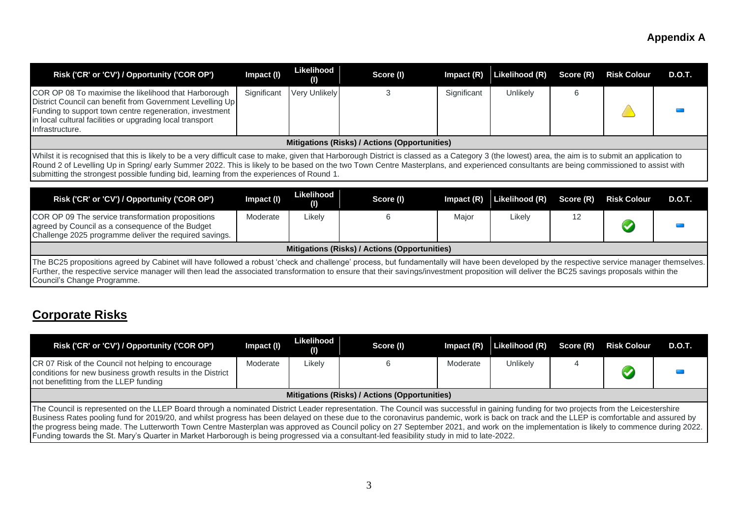**Appendix A**

| Risk ('CR' or 'CV') / Opportunity ('COR OP') | Impact (I) | Likelihood (I) | Score (I) | Impact (R) | Likelihood (R) | Score (R) | Risk Colour | D.O.T. |
|---|---|---|---|---|---|---|---|---|
| COR OP 08 To maximise the likelihood that Harborough District Council can benefit from Government Levelling Up Funding to support town centre regeneration, investment in local cultural facilities or upgrading local transport Infrastructure. | Significant | Very Unlikely | 3 | Significant | Unlikely | 6 | | |
| **Mitigations (Risks) / Actions (Opportunities)** | | | | | | | | |
| Whilst it is recognised that this is likely to be a very difficult case to make, given that Harborough District is classed as a Category 3 (the lowest) area, the aim is to submit an application to Round 2 of Levelling Up in Spring/ early Summer 2022. This is likely to be based on the two Town Centre Masterplans, and experienced consultants are being commissioned to assist with submitting the strongest possible funding bid, learning from the experiences of Round 1. | | | | | | | | |

| Risk ('CR' or 'CV') / Opportunity ('COR OP') | Impact (I) | Likelihood (I) | Score (I) | Impact (R) | Likelihood (R) | Score (R) | Risk Colour | D.O.T. |
|---|---|---|---|---|---|---|---|---|
| COR OP 09 The service transformation propositions agreed by Council as a consequence of the Budget Challenge 2025 programme deliver the required savings. | Moderate | Likely | 6 | Major | Likely | 12 | | |
| **Mitigations (Risks) / Actions (Opportunities)** | | | | | | | | |
| The BC25 propositions agreed by Cabinet will have followed a robust 'check and challenge' process, but fundamentally will have been developed by the respective service manager themselves. Further, the respective service manager will then lead the associated transformation to ensure that their savings/investment proposition will deliver the BC25 savings proposals within the Council's Change Programme. | | | | | | | | |

## Corporate Risks

| Risk ('CR' or 'CV') / Opportunity ('COR OP') | Impact (I) | Likelihood (I) | Score (I) | Impact (R) | Likelihood (R) | Score (R) | Risk Colour | D.O.T. |
|---|---|---|---|---|---|---|---|---|
| CR 07 Risk of the Council not helping to encourage conditions for new business growth results in the District not benefitting from the LLEP funding | Moderate | Likely | 6 | Moderate | Unlikely | 4 | | |
| **Mitigations (Risks) / Actions (Opportunities)** | | | | | | | | |
| The Council is represented on the LLEP Board through a nominated District Leader representation. The Council was successful in gaining funding for two projects from the Leicestershire Business Rates pooling fund for 2019/20, and whilst progress has been delayed on these due to the coronavirus pandemic, work is back on track and the LLEP is comfortable and assured by the progress being made. The Lutterworth Town Centre Masterplan was approved as Council policy on 27 September 2021, and work on the implementation is likely to commence during 2022. Funding towards the St. Mary's Quarter in Market Harborough is being progressed via a consultant-led feasibility study in mid to late-2022. | | | | | | | | |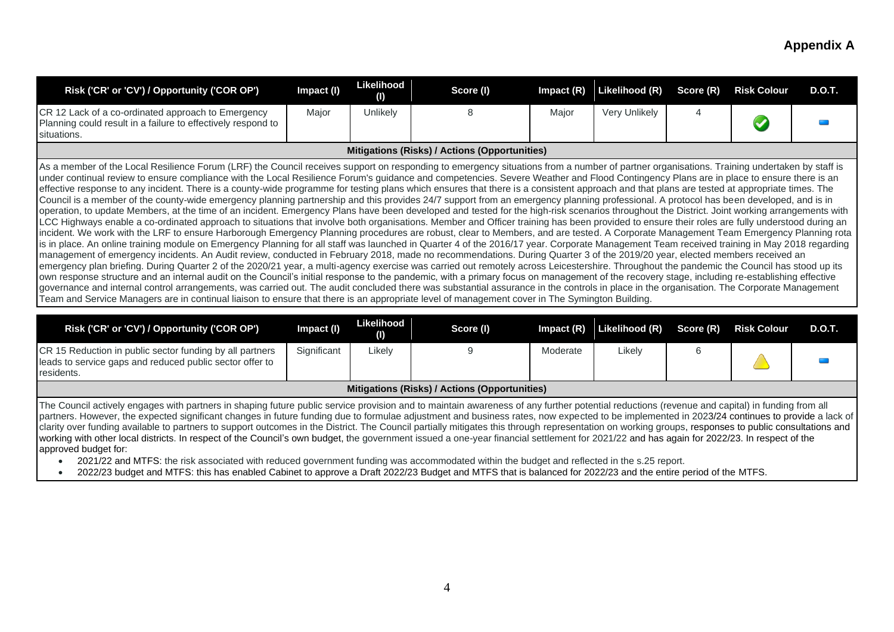## Appendix A

| Risk ('CR' or 'CV') / Opportunity ('COR OP') | Impact (I) | Likelihood (I) | Score (I) | Impact (R) | Likelihood (R) | Score (R) | Risk Colour | D.O.T. |
|---|---|---|---|---|---|---|---|---|
| CR 12 Lack of a co-ordinated approach to Emergency Planning could result in a failure to effectively respond to situations. | Major | Unlikely | 8 | Major | Very Unlikely | 4 | | |

**Mitigations (Risks) / Actions (Opportunities)**

As a member of the Local Resilience Forum (LRF) the Council receives support on responding to emergency situations from a number of partner organisations. Training undertaken by staff is under continual review to ensure compliance with the Local Resilience Forum's guidance and competencies. Severe Weather and Flood Contingency Plans are in place to ensure there is an effective response to any incident. There is a county-wide programme for testing plans which ensures that there is a consistent approach and that plans are tested at appropriate times. The Council is a member of the county-wide emergency planning partnership and this provides 24/7 support from an emergency planning professional. A protocol has been developed, and is in operation, to update Members, at the time of an incident. Emergency Plans have been developed and tested for the high-risk scenarios throughout the District. Joint working arrangements with LCC Highways enable a co-ordinated approach to situations that involve both organisations. Member and Officer training has been provided to ensure their roles are fully understood during an incident. We work with the LRF to ensure Harborough Emergency Planning procedures are robust, clear to Members, and are tested. A Corporate Management Team Emergency Planning rota is in place. An online training module on Emergency Planning for all staff was launched in Quarter 4 of the 2016/17 year. Corporate Management Team received training in May 2018 regarding management of emergency incidents. An Audit review, conducted in February 2018, made no recommendations. During Quarter 3 of the 2019/20 year, elected members received an emergency plan briefing. During Quarter 2 of the 2020/21 year, a multi-agency exercise was carried out remotely across Leicestershire. Throughout the pandemic the Council has stood up its own response structure and an internal audit on the Council's initial response to the pandemic, with a primary focus on management of the recovery stage, including re-establishing effective governance and internal control arrangements, was carried out. The audit concluded there was substantial assurance in the controls in place in the organisation. The Corporate Management Team and Service Managers are in continual liaison to ensure that there is an appropriate level of management cover in The Symington Building.

| Risk ('CR' or 'CV') / Opportunity ('COR OP') | Impact (I) | Likelihood (I) | Score (I) | Impact (R) | Likelihood (R) | Score (R) | Risk Colour | D.O.T. |
|---|---|---|---|---|---|---|---|---|
| CR 15 Reduction in public sector funding by all partners leads to service gaps and reduced public sector offer to residents. | Significant | Likely | 9 | Moderate | Likely | 6 | | |

**Mitigations (Risks) / Actions (Opportunities)**

The Council actively engages with partners in shaping future public service provision and to maintain awareness of any further potential reductions (revenue and capital) in funding from all partners. However, the expected significant changes in future funding due to formulae adjustment and business rates, now expected to be implemented in 2023/24 continues to provide a lack of clarity over funding available to partners to support outcomes in the District. The Council partially mitigates this through representation on working groups, responses to public consultations and working with other local districts. In respect of the Council's own budget, the government issued a one-year financial settlement for 2021/22 and has again for 2022/23. In respect of the approved budget for:

- 2021/22 and MTFS: the risk associated with reduced government funding was accommodated within the budget and reflected in the s.25 report.
- 2022/23 budget and MTFS: this has enabled Cabinet to approve a Draft 2022/23 Budget and MTFS that is balanced for 2022/23 and the entire period of the MTFS.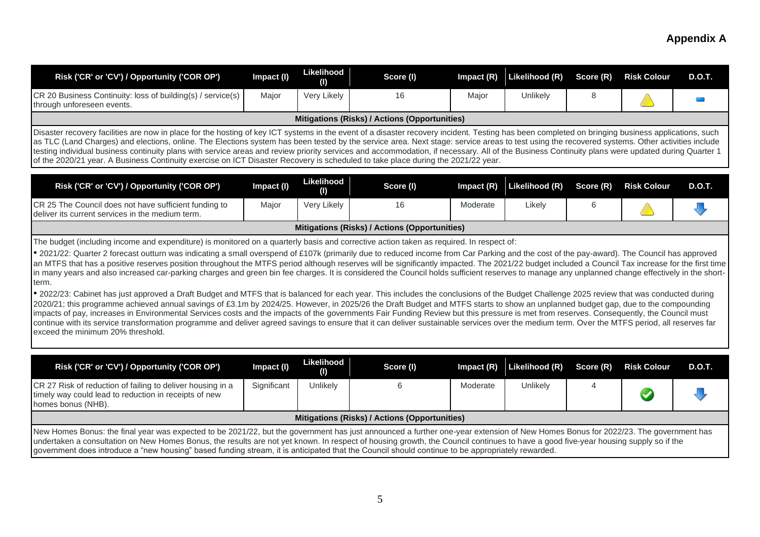## Appendix A

| Risk ('CR' or 'CV') / Opportunity ('COR OP') | Impact (I) | Likelihood (I) | Score (I) | Impact (R) | Likelihood (R) | Score (R) | Risk Colour | D.O.T. |
|---|---|---|---|---|---|---|---|---|
| CR 20 Business Continuity: loss of building(s) / service(s) through unforeseen events. | Major | Very Likely | 16 | Major | Unlikely | 8 | | |

**Mitigations (Risks) / Actions (Opportunities)**

Disaster recovery facilities are now in place for the hosting of key ICT systems in the event of a disaster recovery incident. Testing has been completed on bringing business applications, such as TLC (Land Charges) and elections, online. The Elections system has been tested by the service area. Next stage: service areas to test using the recovered systems. Other activities include testing individual business continuity plans with service areas and review priority services and accommodation, if necessary. All of the Business Continuity plans were updated during Quarter 1 of the 2020/21 year. A Business Continuity exercise on ICT Disaster Recovery is scheduled to take place during the 2021/22 year.

| Risk ('CR' or 'CV') / Opportunity ('COR OP') | Impact (I) | Likelihood (I) | Score (I) | Impact (R) | Likelihood (R) | Score (R) | Risk Colour | D.O.T. |
|---|---|---|---|---|---|---|---|---|
| CR 25 The Council does not have sufficient funding to deliver its current services in the medium term. | Major | Very Likely | 16 | Moderate | Likely | 6 | | |

**Mitigations (Risks) / Actions (Opportunities)**

The budget (including income and expenditure) is monitored on a quarterly basis and corrective action taken as required. In respect of:

- 2021/22: Quarter 2 forecast outturn was indicating a small overspend of £107k (primarily due to reduced income from Car Parking and the cost of the pay-award). The Council has approved an MTFS that has a positive reserves position throughout the MTFS period although reserves will be significantly impacted. The 2021/22 budget included a Council Tax increase for the first time in many years and also increased car-parking charges and green bin fee charges. It is considered the Council holds sufficient reserves to manage any unplanned change effectively in the short-term.
- 2022/23: Cabinet has just approved a Draft Budget and MTFS that is balanced for each year. This includes the conclusions of the Budget Challenge 2025 review that was conducted during 2020/21; this programme achieved annual savings of £3.1m by 2024/25. However, in 2025/26 the Draft Budget and MTFS starts to show an unplanned budget gap, due to the compounding impacts of pay, increases in Environmental Services costs and the impacts of the governments Fair Funding Review but this pressure is met from reserves. Consequently, the Council must continue with its service transformation programme and deliver agreed savings to ensure that it can deliver sustainable services over the medium term. Over the MTFS period, all reserves far exceed the minimum 20% threshold.

| Risk ('CR' or 'CV') / Opportunity ('COR OP') | Impact (I) | Likelihood (I) | Score (I) | Impact (R) | Likelihood (R) | Score (R) | Risk Colour | D.O.T. |
|---|---|---|---|---|---|---|---|---|
| CR 27 Risk of reduction of failing to deliver housing in a timely way could lead to reduction in receipts of new homes bonus (NHB). | Significant | Unlikely | 6 | Moderate | Unlikely | 4 | | |

**Mitigations (Risks) / Actions (Opportunities)**

New Homes Bonus: the final year was expected to be 2021/22, but the government has just announced a further one-year extension of New Homes Bonus for 2022/23. The government has undertaken a consultation on New Homes Bonus, the results are not yet known. In respect of housing growth, the Council continues to have a good five-year housing supply so if the government does introduce a "new housing" based funding stream, it is anticipated that the Council should continue to be appropriately rewarded.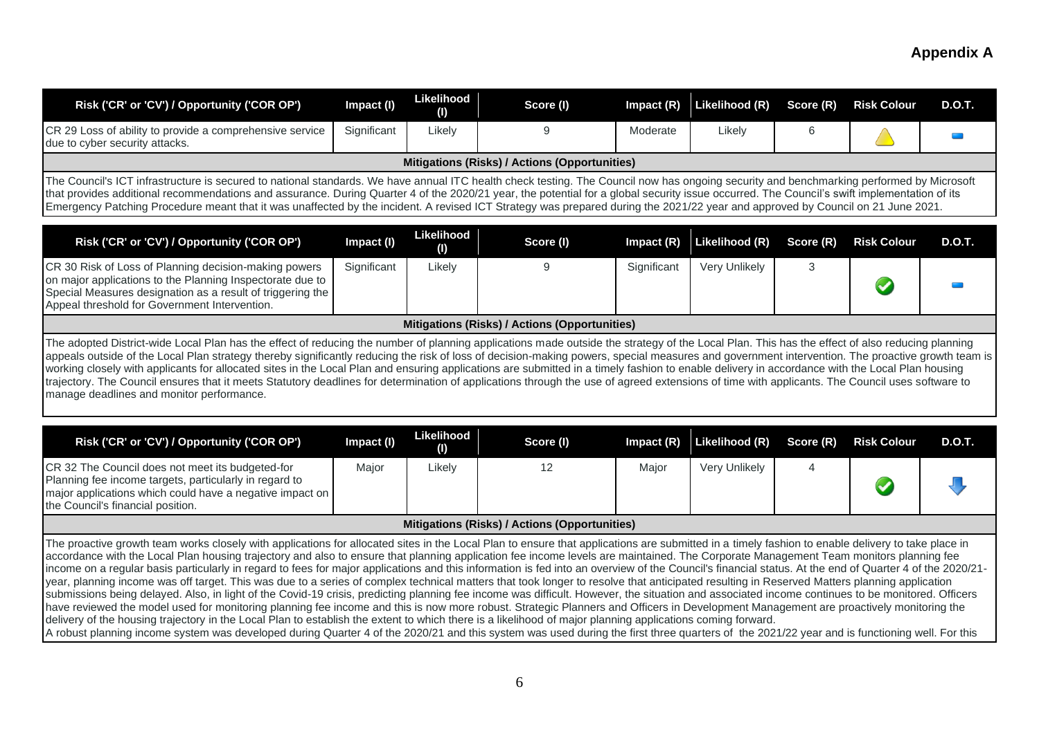# Appendix A

| Risk ('CR' or 'CV') / Opportunity ('COR OP') | Impact (I) | Likelihood (I) | Score (I) | Impact (R) | Likelihood (R) | Score (R) | Risk Colour | D.O.T. |
|---|---|---|---|---|---|---|---|---|
| CR 29 Loss of ability to provide a comprehensive service due to cyber security attacks. | Significant | Likely | 9 | Moderate | Likely | 6 | | |

**Mitigations (Risks) / Actions (Opportunities)**

The Council's ICT infrastructure is secured to national standards. We have annual ITC health check testing. The Council now has ongoing security and benchmarking performed by Microsoft that provides additional recommendations and assurance. During Quarter 4 of the 2020/21 year, the potential for a global security issue occurred. The Council's swift implementation of its Emergency Patching Procedure meant that it was unaffected by the incident. A revised ICT Strategy was prepared during the 2021/22 year and approved by Council on 21 June 2021.

| Risk ('CR' or 'CV') / Opportunity ('COR OP') | Impact (I) | Likelihood (I) | Score (I) | Impact (R) | Likelihood (R) | Score (R) | Risk Colour | D.O.T. |
|---|---|---|---|---|---|---|---|---|
| CR 30 Risk of Loss of Planning decision-making powers on major applications to the Planning Inspectorate due to Special Measures designation as a result of triggering the Appeal threshold for Government Intervention. | Significant | Likely | 9 | Significant | Very Unlikely | 3 | | |

**Mitigations (Risks) / Actions (Opportunities)**

The adopted District-wide Local Plan has the effect of reducing the number of planning applications made outside the strategy of the Local Plan. This has the effect of also reducing planning appeals outside of the Local Plan strategy thereby significantly reducing the risk of loss of decision-making powers, special measures and government intervention. The proactive growth team is working closely with applicants for allocated sites in the Local Plan and ensuring applications are submitted in a timely fashion to enable delivery in accordance with the Local Plan housing trajectory. The Council ensures that it meets Statutory deadlines for determination of applications through the use of agreed extensions of time with applicants. The Council uses software to manage deadlines and monitor performance.

| Risk ('CR' or 'CV') / Opportunity ('COR OP') | Impact (I) | Likelihood (I) | Score (I) | Impact (R) | Likelihood (R) | Score (R) | Risk Colour | D.O.T. |
|---|---|---|---|---|---|---|---|---|
| CR 32 The Council does not meet its budgeted-for Planning fee income targets, particularly in regard to major applications which could have a negative impact on the Council's financial position. | Major | Likely | 12 | Major | Very Unlikely | 4 | | |

**Mitigations (Risks) / Actions (Opportunities)**

The proactive growth team works closely with applications for allocated sites in the Local Plan to ensure that applications are submitted in a timely fashion to enable delivery to take place in accordance with the Local Plan housing trajectory and also to ensure that planning application fee income levels are maintained. The Corporate Management Team monitors planning fee income on a regular basis particularly in regard to fees for major applications and this information is fed into an overview of the Council's financial status. At the end of Quarter 4 of the 2020/21-year, planning income was off target. This was due to a series of complex technical matters that took longer to resolve that anticipated resulting in Reserved Matters planning application submissions being delayed. Also, in light of the Covid-19 crisis, predicting planning fee income was difficult. However, the situation and associated income continues to be monitored. Officers have reviewed the model used for monitoring planning fee income and this is now more robust. Strategic Planners and Officers in Development Management are proactively monitoring the delivery of the housing trajectory in the Local Plan to establish the extent to which there is a likelihood of major planning applications coming forward.
A robust planning income system was developed during Quarter 4 of the 2020/21 and this system was used during the first three quarters of the 2021/22 year and is functioning well. For this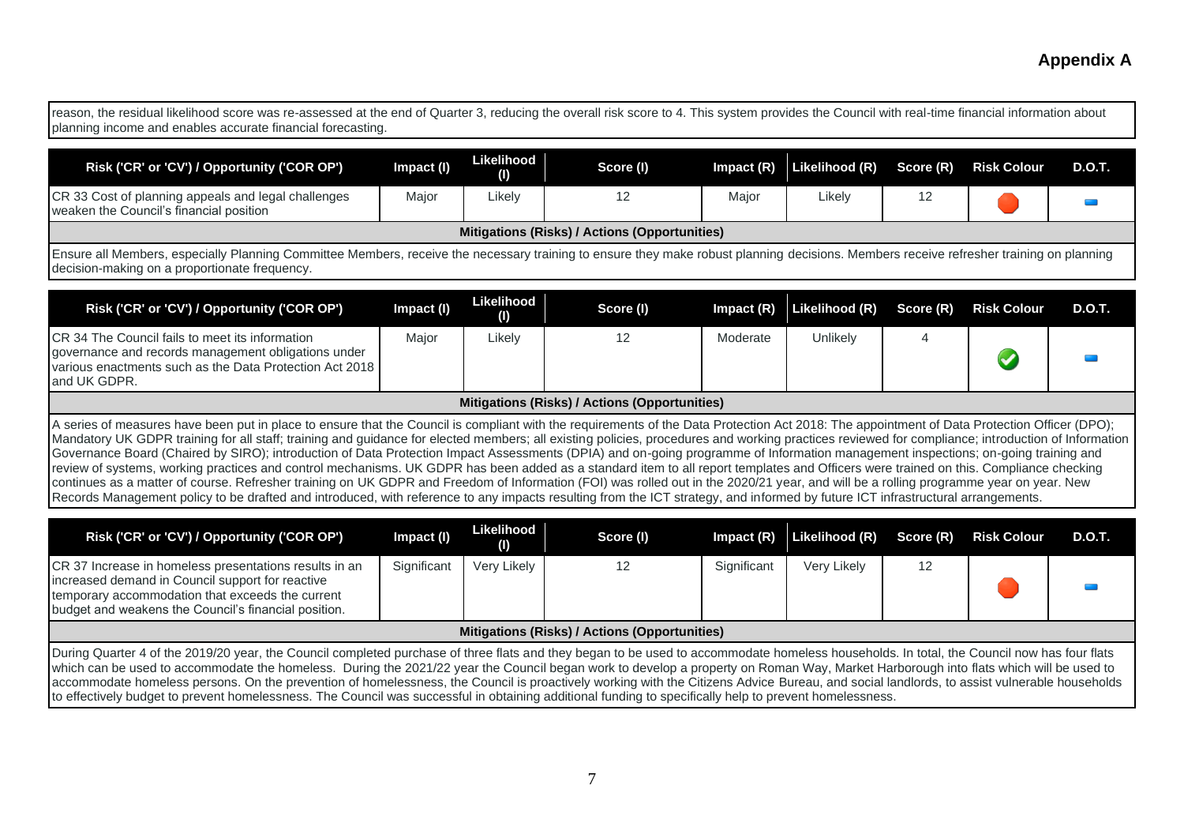## Appendix A

reason, the residual likelihood score was re-assessed at the end of Quarter 3, reducing the overall risk score to 4. This system provides the Council with real-time financial information about planning income and enables accurate financial forecasting.

| Risk ('CR' or 'CV') / Opportunity ('COR OP') | Impact (I) | Likelihood (I) | Score (I) | Impact (R) | Likelihood (R) | Score (R) | Risk Colour | D.O.T. |
|---|---|---|---|---|---|---|---|---|
| CR 33 Cost of planning appeals and legal challenges weaken the Council's financial position | Major | Likely | 12 | Major | Likely | 12 | | |

**Mitigations (Risks) / Actions (Opportunities)**

Ensure all Members, especially Planning Committee Members, receive the necessary training to ensure they make robust planning decisions. Members receive refresher training on planning decision-making on a proportionate frequency.

| Risk ('CR' or 'CV') / Opportunity ('COR OP') | Impact (I) | Likelihood (I) | Score (I) | Impact (R) | Likelihood (R) | Score (R) | Risk Colour | D.O.T. |
|---|---|---|---|---|---|---|---|---|
| CR 34 The Council fails to meet its information governance and records management obligations under various enactments such as the Data Protection Act 2018 and UK GDPR. | Major | Likely | 12 | Moderate | Unlikely | 4 | | |

**Mitigations (Risks) / Actions (Opportunities)**

A series of measures have been put in place to ensure that the Council is compliant with the requirements of the Data Protection Act 2018: The appointment of Data Protection Officer (DPO); Mandatory UK GDPR training for all staff; training and guidance for elected members; all existing policies, procedures and working practices reviewed for compliance; introduction of Information Governance Board (Chaired by SIRO); introduction of Data Protection Impact Assessments (DPIA) and on-going programme of Information management inspections; on-going training and review of systems, working practices and control mechanisms. UK GDPR has been added as a standard item to all report templates and Officers were trained on this. Compliance checking continues as a matter of course. Refresher training on UK GDPR and Freedom of Information (FOI) was rolled out in the 2020/21 year, and will be a rolling programme year on year. New Records Management policy to be drafted and introduced, with reference to any impacts resulting from the ICT strategy, and informed by future ICT infrastructural arrangements.

| Risk ('CR' or 'CV') / Opportunity ('COR OP') | Impact (I) | Likelihood (I) | Score (I) | Impact (R) | Likelihood (R) | Score (R) | Risk Colour | D.O.T. |
|---|---|---|---|---|---|---|---|---|
| CR 37 Increase in homeless presentations results in an increased demand in Council support for reactive temporary accommodation that exceeds the current budget and weakens the Council's financial position. | Significant | Very Likely | 12 | Significant | Very Likely | 12 | | |

**Mitigations (Risks) / Actions (Opportunities)**

During Quarter 4 of the 2019/20 year, the Council completed purchase of three flats and they began to be used to accommodate homeless households. In total, the Council now has four flats which can be used to accommodate the homeless. During the 2021/22 year the Council began work to develop a property on Roman Way, Market Harborough into flats which will be used to accommodate homeless persons. On the prevention of homelessness, the Council is proactively working with the Citizens Advice Bureau, and social landlords, to assist vulnerable households to effectively budget to prevent homelessness. The Council was successful in obtaining additional funding to specifically help to prevent homelessness.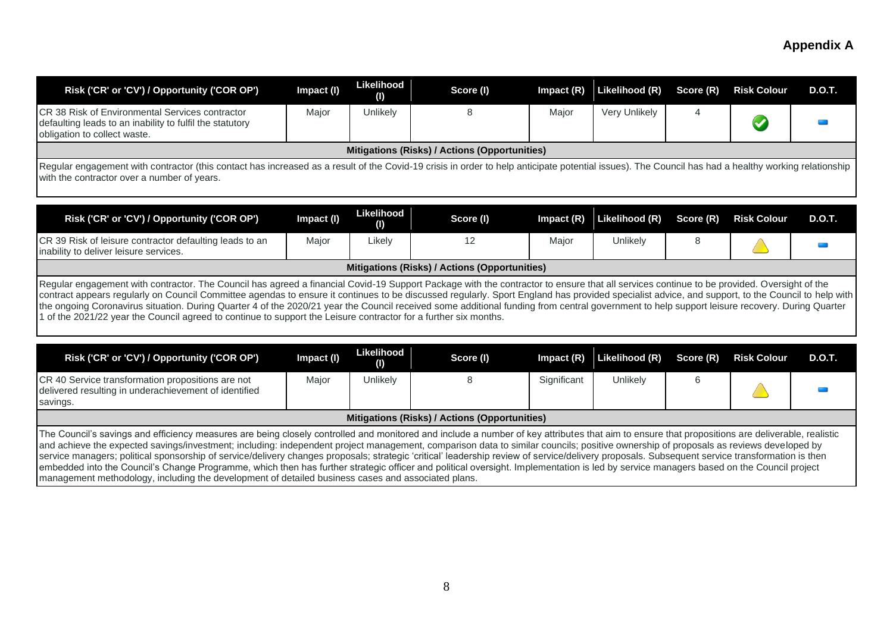**Appendix A**

| Risk ('CR' or 'CV') / Opportunity ('COR OP') | Impact (I) | Likelihood (I) | Score (I) | Impact (R) | Likelihood (R) | Score (R) | Risk Colour | D.O.T. |
|---|---|---|---|---|---|---|---|---|
| CR 38 Risk of Environmental Services contractor defaulting leads to an inability to fulfil the statutory obligation to collect waste. | Major | Unlikely | 8 | Major | Very Unlikely | 4 | | |
| **Mitigations (Risks) / Actions (Opportunities)** | | | | | | | | |
| Regular engagement with contractor (this contact has increased as a result of the Covid-19 crisis in order to help anticipate potential issues). The Council has had a healthy working relationship with the contractor over a number of years. | | | | | | | | |

| Risk ('CR' or 'CV') / Opportunity ('COR OP') | Impact (I) | Likelihood (I) | Score (I) | Impact (R) | Likelihood (R) | Score (R) | Risk Colour | D.O.T. |
|---|---|---|---|---|---|---|---|---|
| CR 39 Risk of leisure contractor defaulting leads to an inability to deliver leisure services. | Major | Likely | 12 | Major | Unlikely | 8 | | |
| **Mitigations (Risks) / Actions (Opportunities)** | | | | | | | | |
| Regular engagement with contractor. The Council has agreed a financial Covid-19 Support Package with the contractor to ensure that all services continue to be provided. Oversight of the contract appears regularly on Council Committee agendas to ensure it continues to be discussed regularly. Sport England has provided specialist advice, and support, to the Council to help with the ongoing Coronavirus situation. During Quarter 4 of the 2020/21 year the Council received some additional funding from central government to help support leisure recovery. During Quarter 1 of the 2021/22 year the Council agreed to continue to support the Leisure contractor for a further six months. | | | | | | | | |

| Risk ('CR' or 'CV') / Opportunity ('COR OP') | Impact (I) | Likelihood (I) | Score (I) | Impact (R) | Likelihood (R) | Score (R) | Risk Colour | D.O.T. |
|---|---|---|---|---|---|---|---|---|
| CR 40 Service transformation propositions are not delivered resulting in underachievement of identified savings. | Major | Unlikely | 8 | Significant | Unlikely | 6 | | |
| **Mitigations (Risks) / Actions (Opportunities)** | | | | | | | | |
| The Council's savings and efficiency measures are being closely controlled and monitored and include a number of key attributes that aim to ensure that propositions are deliverable, realistic and achieve the expected savings/investment; including: independent project management, comparison data to similar councils; positive ownership of proposals as reviews developed by service managers; political sponsorship of service/delivery changes proposals; strategic 'critical' leadership review of service/delivery proposals. Subsequent service transformation is then embedded into the Council's Change Programme, which then has further strategic officer and political oversight. Implementation is led by service managers based on the Council project management methodology, including the development of detailed business cases and associated plans. | | | | | | | | |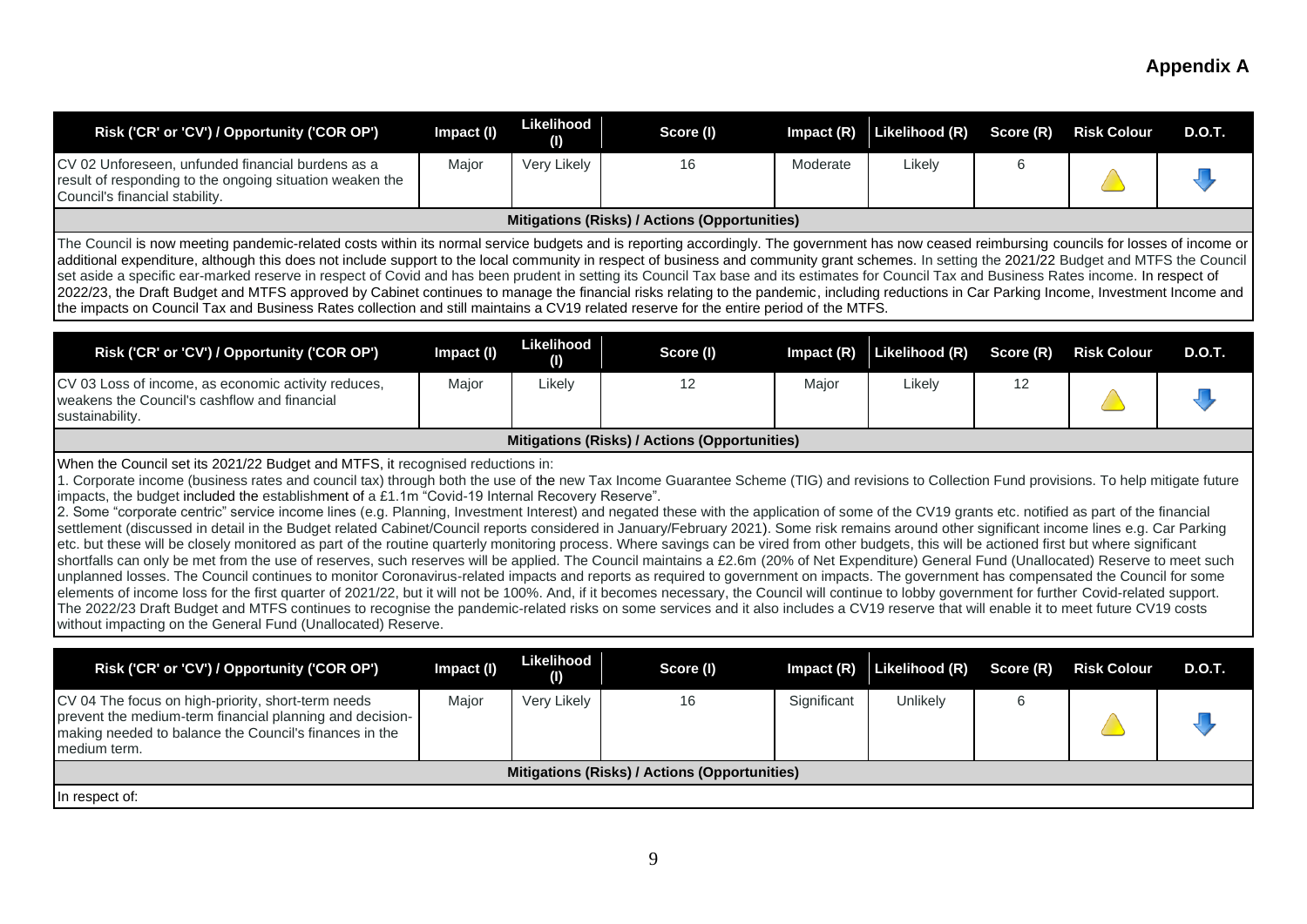**Appendix A**

| Risk ('CR' or 'CV') / Opportunity ('COR OP') | Impact (I) | Likelihood (I) | Score (I) | Impact (R) | Likelihood (R) | Score (R) | Risk Colour | D.O.T. |
|---|---|---|---|---|---|---|---|---|
| CV 02 Unforeseen, unfunded financial burdens as a result of responding to the ongoing situation weaken the Council's financial stability. | Major | Very Likely | 16 | Moderate | Likely | 6 | | |

**Mitigations (Risks) / Actions (Opportunities)**

The Council is now meeting pandemic-related costs within its normal service budgets and is reporting accordingly. The government has now ceased reimbursing councils for losses of income or additional expenditure, although this does not include support to the local community in respect of business and community grant schemes. In setting the 2021/22 Budget and MTFS the Council set aside a specific ear-marked reserve in respect of Covid and has been prudent in setting its Council Tax base and its estimates for Council Tax and Business Rates income. In respect of 2022/23, the Draft Budget and MTFS approved by Cabinet continues to manage the financial risks relating to the pandemic, including reductions in Car Parking Income, Investment Income and the impacts on Council Tax and Business Rates collection and still maintains a CV19 related reserve for the entire period of the MTFS.

| Risk ('CR' or 'CV') / Opportunity ('COR OP') | Impact (I) | Likelihood (I) | Score (I) | Impact (R) | Likelihood (R) | Score (R) | Risk Colour | D.O.T. |
|---|---|---|---|---|---|---|---|---|
| CV 03 Loss of income, as economic activity reduces, weakens the Council's cashflow and financial sustainability. | Major | Likely | 12 | Major | Likely | 12 | | |

**Mitigations (Risks) / Actions (Opportunities)**

When the Council set its 2021/22 Budget and MTFS, it recognised reductions in:

1. Corporate income (business rates and council tax) through both the use of the new Tax Income Guarantee Scheme (TIG) and revisions to Collection Fund provisions. To help mitigate future impacts, the budget included the establishment of a £1.1m "Covid-19 Internal Recovery Reserve".
2. Some "corporate centric" service income lines (e.g. Planning, Investment Interest) and negated these with the application of some of the CV19 grants etc. notified as part of the financial settlement (discussed in detail in the Budget related Cabinet/Council reports considered in January/February 2021). Some risk remains around other significant income lines e.g. Car Parking etc. but these will be closely monitored as part of the routine quarterly monitoring process. Where savings can be vired from other budgets, this will be actioned first but where significant shortfalls can only be met from the use of reserves, such reserves will be applied. The Council maintains a £2.6m (20% of Net Expenditure) General Fund (Unallocated) Reserve to meet such unplanned losses. The Council continues to monitor Coronavirus-related impacts and reports as required to government on impacts. The government has compensated the Council for some elements of income loss for the first quarter of 2021/22, but it will not be 100%. And, if it becomes necessary, the Council will continue to lobby government for further Covid-related support. The 2022/23 Draft Budget and MTFS continues to recognise the pandemic-related risks on some services and it also includes a CV19 reserve that will enable it to meet future CV19 costs without impacting on the General Fund (Unallocated) Reserve.

| Risk ('CR' or 'CV') / Opportunity ('COR OP') | Impact (I) | Likelihood (I) | Score (I) | Impact (R) | Likelihood (R) | Score (R) | Risk Colour | D.O.T. |
|---|---|---|---|---|---|---|---|---|
| CV 04 The focus on high-priority, short-term needs prevent the medium-term financial planning and decision-making needed to balance the Council's finances in the medium term. | Major | Very Likely | 16 | Significant | Unlikely | 6 | | |

**Mitigations (Risks) / Actions (Opportunities)**

In respect of: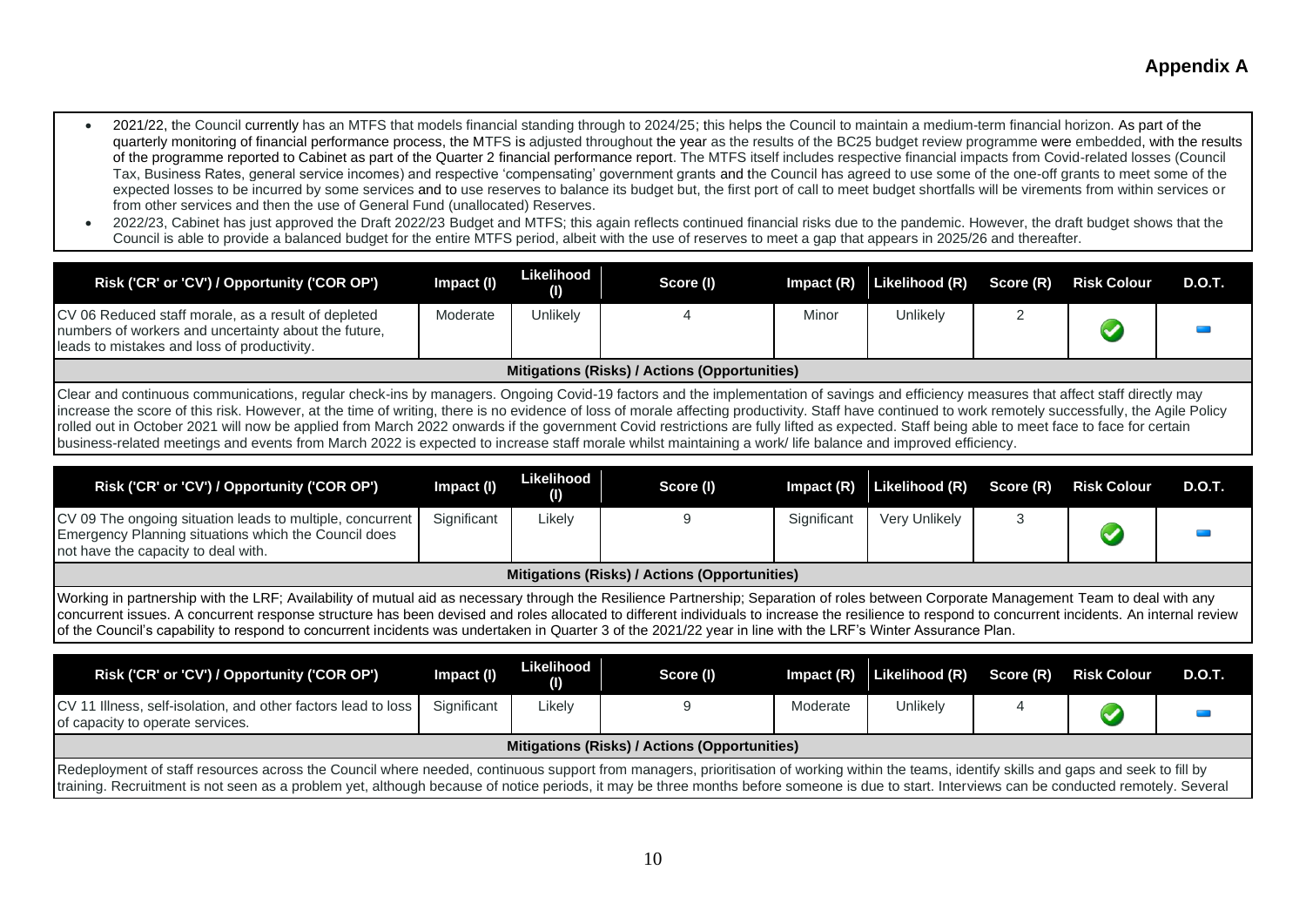**Appendix A**

- 2021/22, the Council currently has an MTFS that models financial standing through to 2024/25; this helps the Council to maintain a medium-term financial horizon. As part of the quarterly monitoring of financial performance process, the MTFS is adjusted throughout the year as the results of the BC25 budget review programme were embedded, with the results of the programme reported to Cabinet as part of the Quarter 2 financial performance report. The MTFS itself includes respective financial impacts from Covid-related losses (Council Tax, Business Rates, general service incomes) and respective 'compensating' government grants and the Council has agreed to use some of the one-off grants to meet some of the expected losses to be incurred by some services and to use reserves to balance its budget but, the first port of call to meet budget shortfalls will be virements from within services or from other services and then the use of General Fund (unallocated) Reserves.
- 2022/23, Cabinet has just approved the Draft 2022/23 Budget and MTFS; this again reflects continued financial risks due to the pandemic. However, the draft budget shows that the Council is able to provide a balanced budget for the entire MTFS period, albeit with the use of reserves to meet a gap that appears in 2025/26 and thereafter.

| Risk ('CR' or 'CV') / Opportunity ('COR OP') | Impact (I) | Likelihood (I) | Score (I) | Impact (R) | Likelihood (R) | Score (R) | Risk Colour | D.O.T. |
|---|---|---|---|---|---|---|---|---|
| CV 06 Reduced staff morale, as a result of depleted numbers of workers and uncertainty about the future, leads to mistakes and loss of productivity. | Moderate | Unlikely | 4 | Minor | Unlikely | 2 | | |

**Mitigations (Risks) / Actions (Opportunities)**

Clear and continuous communications, regular check-ins by managers. Ongoing Covid-19 factors and the implementation of savings and efficiency measures that affect staff directly may increase the score of this risk. However, at the time of writing, there is no evidence of loss of morale affecting productivity. Staff have continued to work remotely successfully, the Agile Policy rolled out in October 2021 will now be applied from March 2022 onwards if the government Covid restrictions are fully lifted as expected. Staff being able to meet face to face for certain business-related meetings and events from March 2022 is expected to increase staff morale whilst maintaining a work/ life balance and improved efficiency.

| Risk ('CR' or 'CV') / Opportunity ('COR OP') | Impact (I) | Likelihood (I) | Score (I) | Impact (R) | Likelihood (R) | Score (R) | Risk Colour | D.O.T. |
|---|---|---|---|---|---|---|---|---|
| CV 09 The ongoing situation leads to multiple, concurrent Emergency Planning situations which the Council does not have the capacity to deal with. | Significant | Likely | 9 | Significant | Very Unlikely | 3 | | |

**Mitigations (Risks) / Actions (Opportunities)**

Working in partnership with the LRF; Availability of mutual aid as necessary through the Resilience Partnership; Separation of roles between Corporate Management Team to deal with any concurrent issues. A concurrent response structure has been devised and roles allocated to different individuals to increase the resilience to respond to concurrent incidents. An internal review of the Council's capability to respond to concurrent incidents was undertaken in Quarter 3 of the 2021/22 year in line with the LRF's Winter Assurance Plan.

| Risk ('CR' or 'CV') / Opportunity ('COR OP') | Impact (I) | Likelihood (I) | Score (I) | Impact (R) | Likelihood (R) | Score (R) | Risk Colour | D.O.T. |
|---|---|---|---|---|---|---|---|---|
| CV 11 Illness, self-isolation, and other factors lead to loss of capacity to operate services. | Significant | Likely | 9 | Moderate | Unlikely | 4 | | |

**Mitigations (Risks) / Actions (Opportunities)**

Redeployment of staff resources across the Council where needed, continuous support from managers, prioritisation of working within the teams, identify skills and gaps and seek to fill by training. Recruitment is not seen as a problem yet, although because of notice periods, it may be three months before someone is due to start. Interviews can be conducted remotely. Several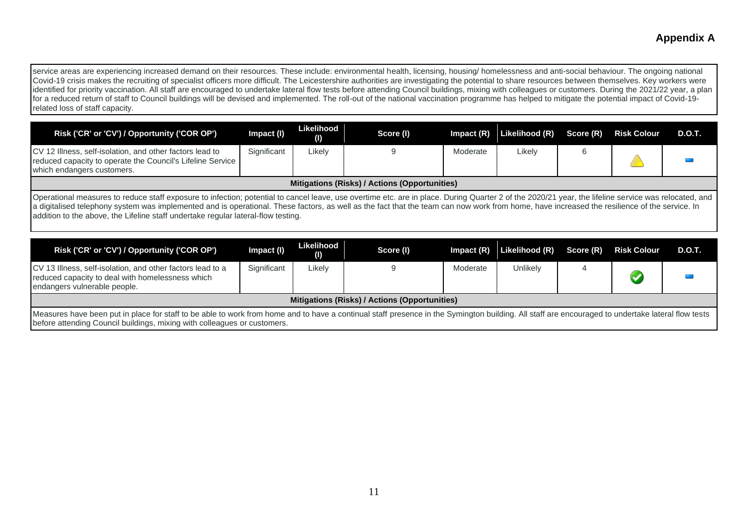**Appendix A**

| |
|---|
| service areas are experiencing increased demand on their resources. These include: environmental health, licensing, housing/ homelessness and anti-social behaviour. The ongoing national Covid-19 crisis makes the recruiting of specialist officers more difficult. The Leicestershire authorities are investigating the potential to share resources between themselves. Key workers were identified for priority vaccination. All staff are encouraged to undertake lateral flow tests before attending Council buildings, mixing with colleagues or customers. During the 2021/22 year, a plan for a reduced return of staff to Council buildings will be devised and implemented. The roll-out of the national vaccination programme has helped to mitigate the potential impact of Covid-19-related loss of staff capacity. |

| Risk ('CR' or 'CV') / Opportunity ('COR OP') | Impact (I) | Likelihood (I) | Score (I) | Impact (R) | Likelihood (R) | Score (R) | Risk Colour | D.O.T. |
|---|---|---|---|---|---|---|---|---|
| CV 12 Illness, self-isolation, and other factors lead to reduced capacity to operate the Council's Lifeline Service which endangers customers. | Significant | Likely | 9 | Moderate | Likely | 6 | | |
| **Mitigations (Risks) / Actions (Opportunities)** | | | | | | | | |
| Operational measures to reduce staff exposure to infection; potential to cancel leave, use overtime etc. are in place. During Quarter 2 of the 2020/21 year, the lifeline service was relocated, and a digitalised telephony system was implemented and is operational. These factors, as well as the fact that the team can now work from home, have increased the resilience of the service. In addition to the above, the Lifeline staff undertake regular lateral-flow testing. | | | | | | | | |

| Risk ('CR' or 'CV') / Opportunity ('COR OP') | Impact (I) | Likelihood (I) | Score (I) | Impact (R) | Likelihood (R) | Score (R) | Risk Colour | D.O.T. |
|---|---|---|---|---|---|---|---|---|
| CV 13 Illness, self-isolation, and other factors lead to a reduced capacity to deal with homelessness which endangers vulnerable people. | Significant | Likely | 9 | Moderate | Unlikely | 4 | | |
| **Mitigations (Risks) / Actions (Opportunities)** | | | | | | | | |
| Measures have been put in place for staff to be able to work from home and to have a continual staff presence in the Symington building. All staff are encouraged to undertake lateral flow tests before attending Council buildings, mixing with colleagues or customers. | | | | | | | | |